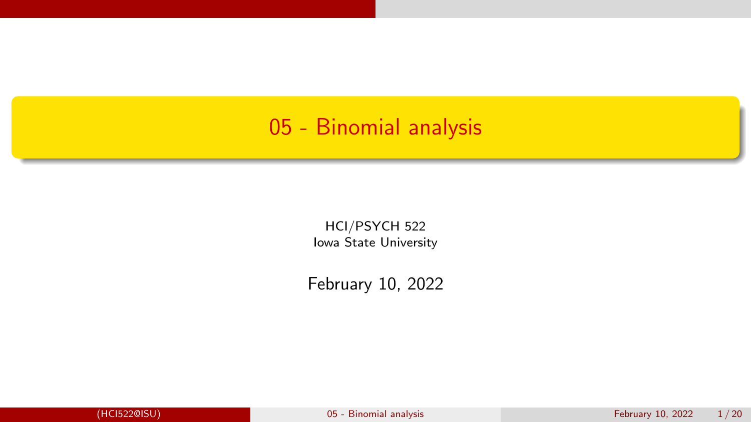# 05 - Binomial analysis

HCI/PSYCH 522
Iowa State University

February 10, 2022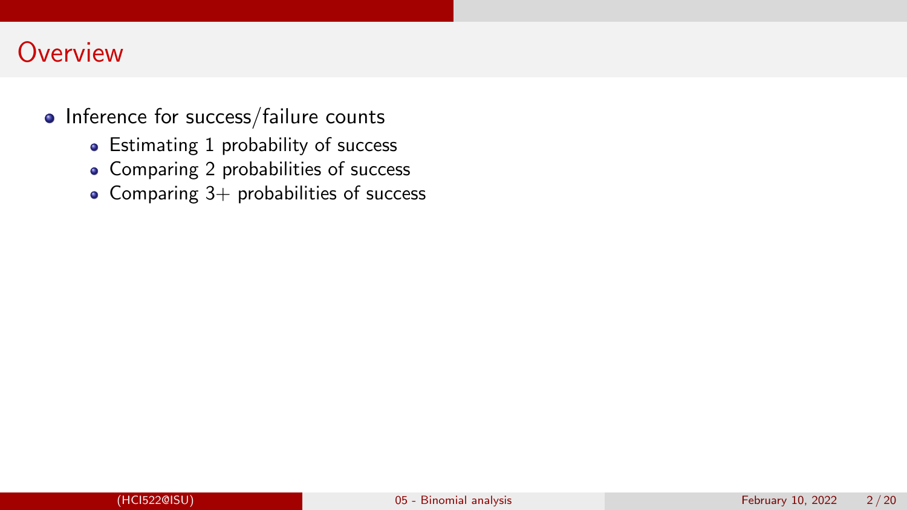# Overview

- Inference for success/failure counts
  - Estimating 1 probability of success
  - Comparing 2 probabilities of success
  - Comparing 3+ probabilities of success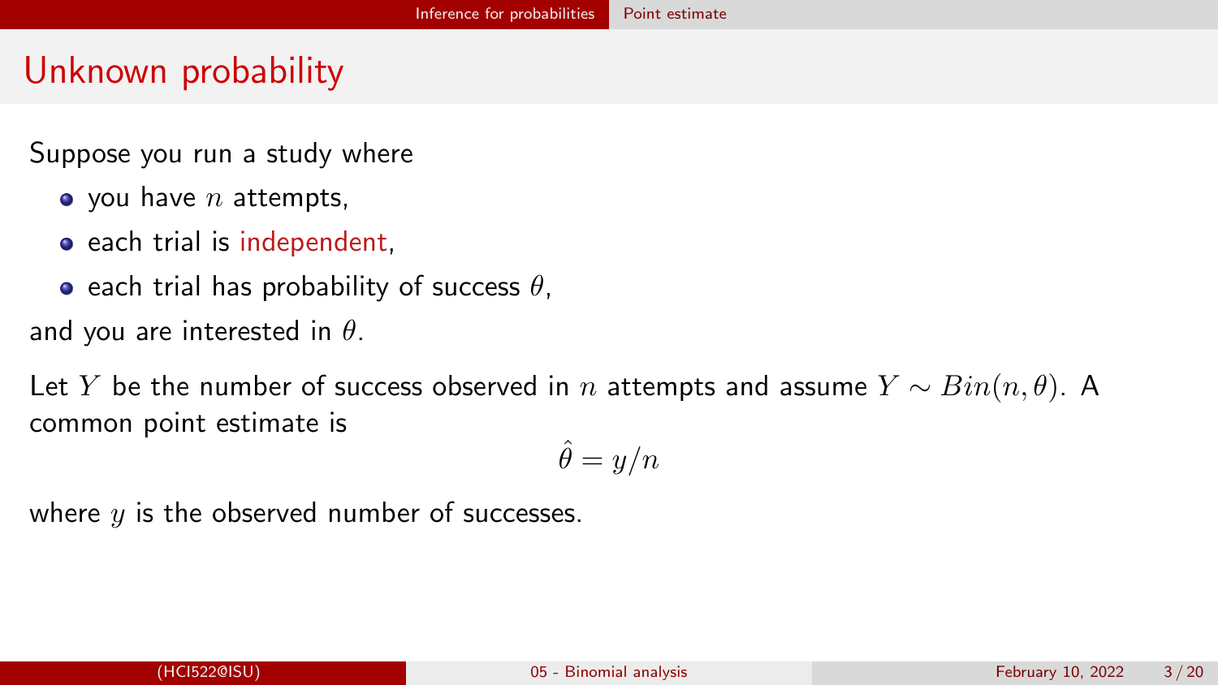# Unknown probability

Suppose you run a study where

- you have $n$ attempts,
- each trial is independent,
- each trial has probability of success $\theta$,

and you are interested in $\theta$.

Let $Y$ be the number of success observed in $n$ attempts and assume $Y \sim Bin(n, \theta)$. A common point estimate is

$$\hat{\theta} = y/n$$

where $y$ is the observed number of successes.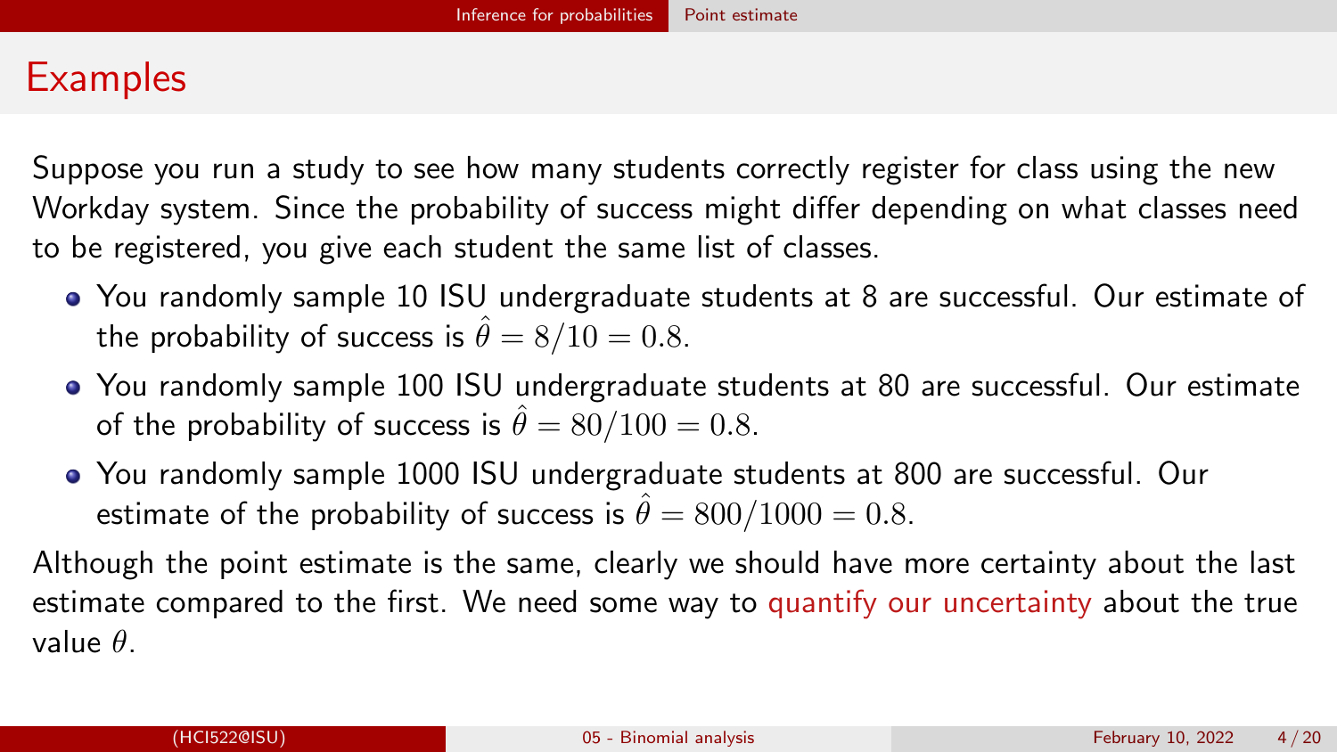## Examples

Suppose you run a study to see how many students correctly register for class using the new Workday system. Since the probability of success might differ depending on what classes need to be registered, you give each student the same list of classes.

- You randomly sample 10 ISU undergraduate students at 8 are successful. Our estimate of the probability of success is $\hat{\theta} = 8/10 = 0.8$.
- You randomly sample 100 ISU undergraduate students at 80 are successful. Our estimate of the probability of success is $\hat{\theta} = 80/100 = 0.8$.
- You randomly sample 1000 ISU undergraduate students at 800 are successful. Our estimate of the probability of success is $\hat{\theta} = 800/1000 = 0.8$.

Although the point estimate is the same, clearly we should have more certainty about the last estimate compared to the first. We need some way to quantify our uncertainty about the true value $\theta$.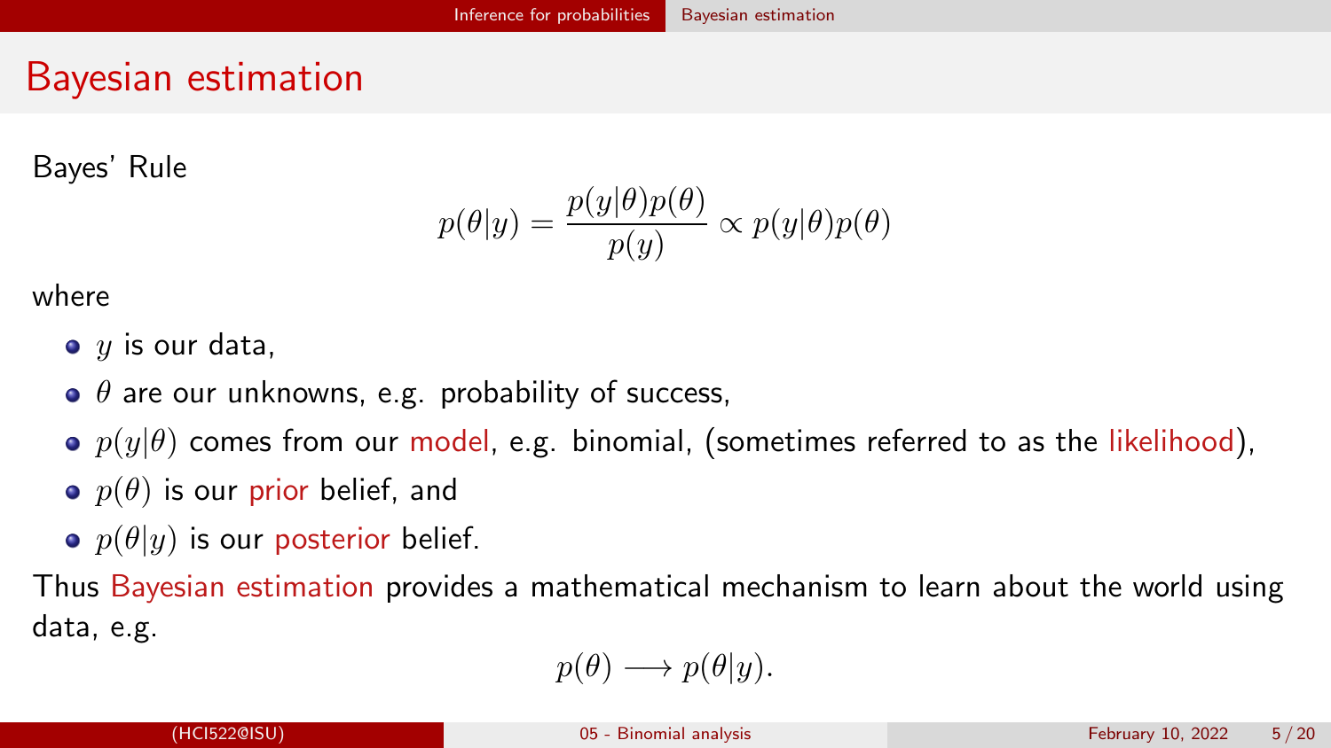# Bayesian estimation

Bayes' Rule

$$p(\theta|y) = \frac{p(y|\theta)p(\theta)}{p(y)} \propto p(y|\theta)p(\theta)$$

where

- $y$ is our data,
- $\theta$ are our unknowns, e.g. probability of success,
- $p(y|\theta)$ comes from our model, e.g. binomial, (sometimes referred to as the likelihood),
- $p(\theta)$ is our prior belief, and
- $p(\theta|y)$ is our posterior belief.

Thus Bayesian estimation provides a mathematical mechanism to learn about the world using data, e.g.

$$p(\theta) \longrightarrow p(\theta|y).$$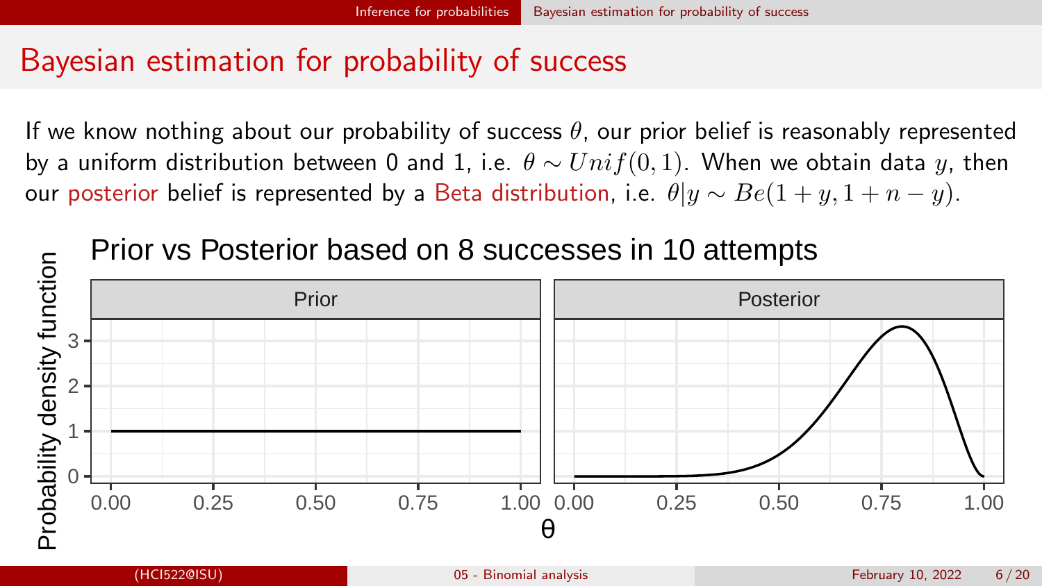# Bayesian estimation for probability of success

If we know nothing about our probability of success $\theta$, our prior belief is reasonably represented by a uniform distribution between 0 and 1, i.e. $\theta \sim Unif(0, 1)$. When we obtain data $y$, then our posterior belief is represented by a Beta distribution, i.e. $\theta|y \sim Be(1 + y, 1 + n - y)$.

Prior vs Posterior based on 8 successes in 10 attempts

Prior

Posterior

Probability density function

0
1
2
3

0.00
0.25
0.50
0.75
1.00

θ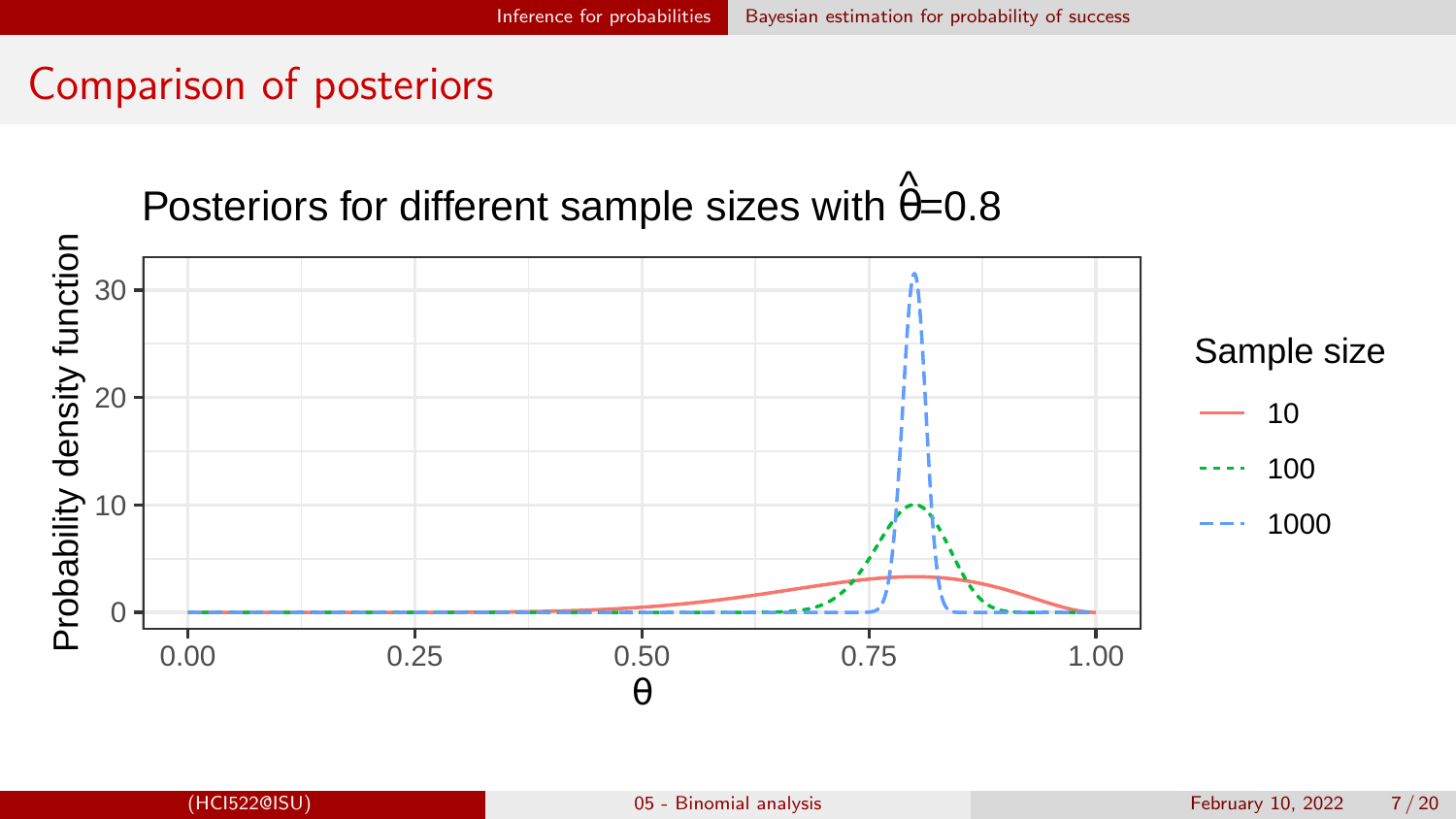## Comparison of posteriors

Posteriors for different sample sizes with $\hat{\theta}$=0.8

Probability density function

0
10
20
30

0.00
0.25
0.50
0.75
1.00

$\theta$

Sample size

10

100

1000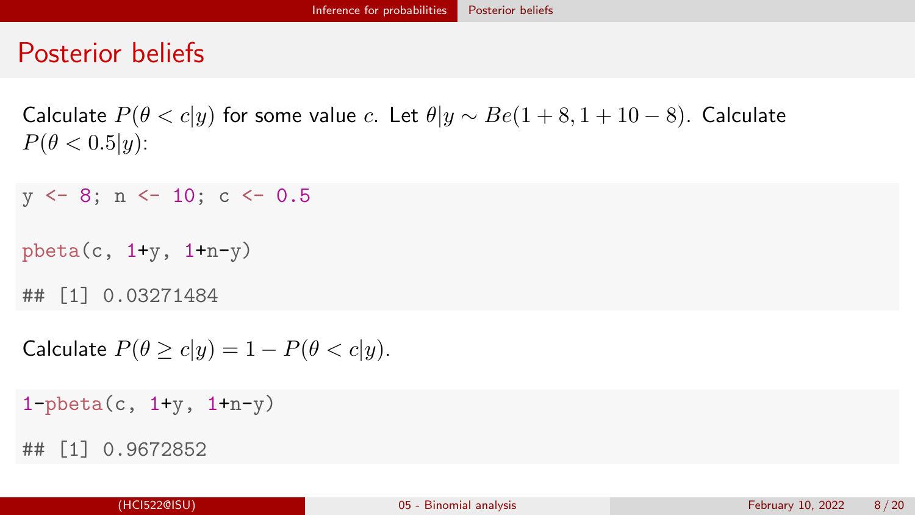# Posterior beliefs

Calculate $P(\theta < c|y)$ for some value $c$. Let $\theta|y \sim Be(1+8, 1+10-8)$. Calculate $P(\theta < 0.5|y)$:

```
y <- 8; n <- 10; c <- 0.5

pbeta(c, 1+y, 1+n-y)

## [1] 0.03271484
```

Calculate $P(\theta \geq c|y) = 1 - P(\theta < c|y)$.

```
1-pbeta(c, 1+y, 1+n-y)

## [1] 0.9672852
```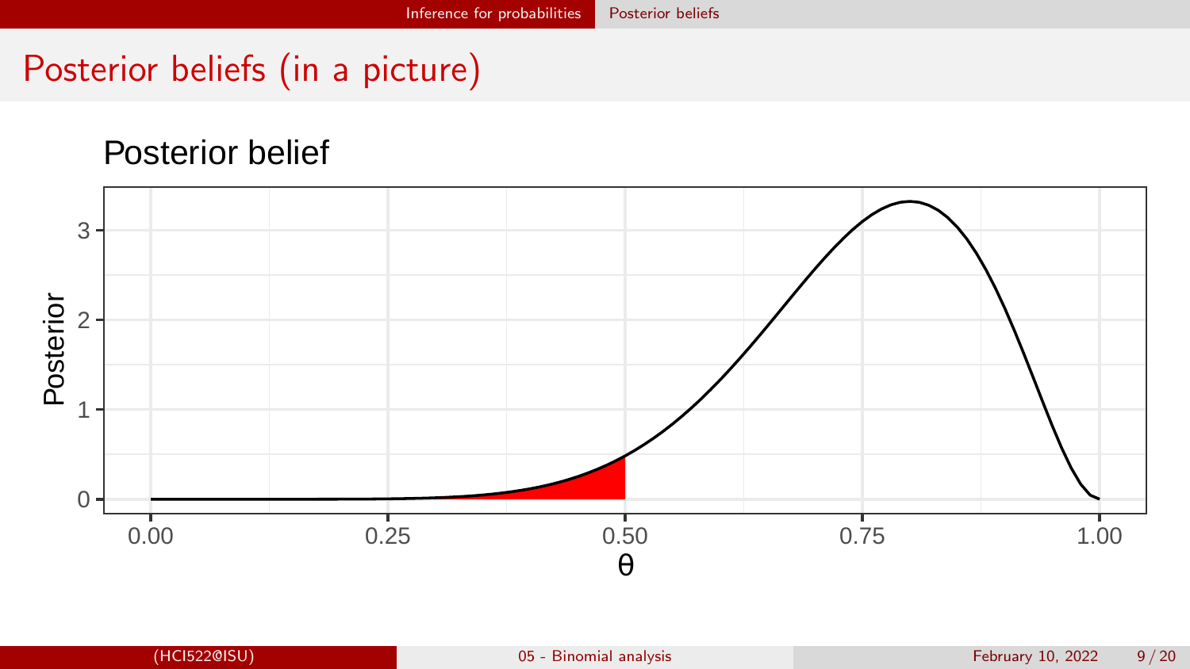# Posterior beliefs (in a picture)

Posterior belief

Posterior

3

2

1

0

0.00

0.25

0.50

0.75

1.00

θ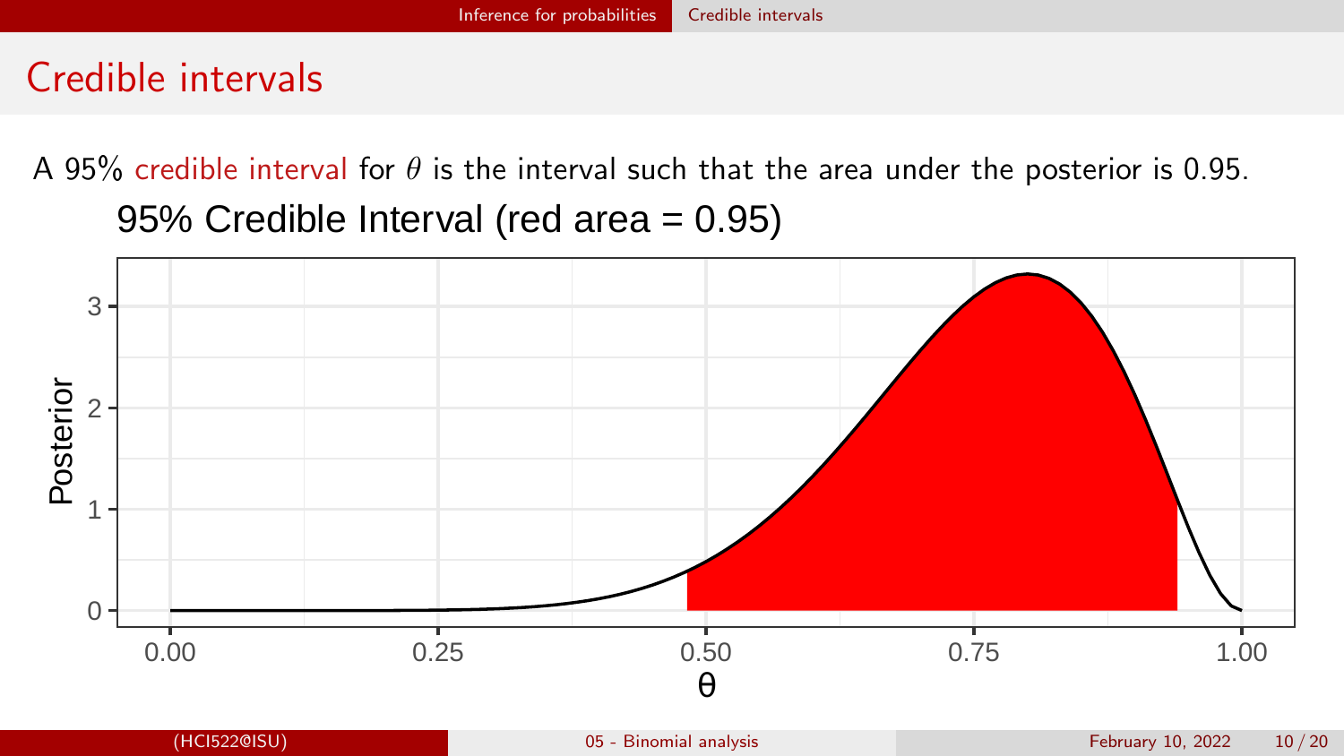# Credible intervals

A 95% credible interval for $\theta$ is the interval such that the area under the posterior is 0.95.

95% Credible Interval (red area = 0.95)

Posterior

3

2

1

0

0.00

0.25

0.50

0.75

1.00

θ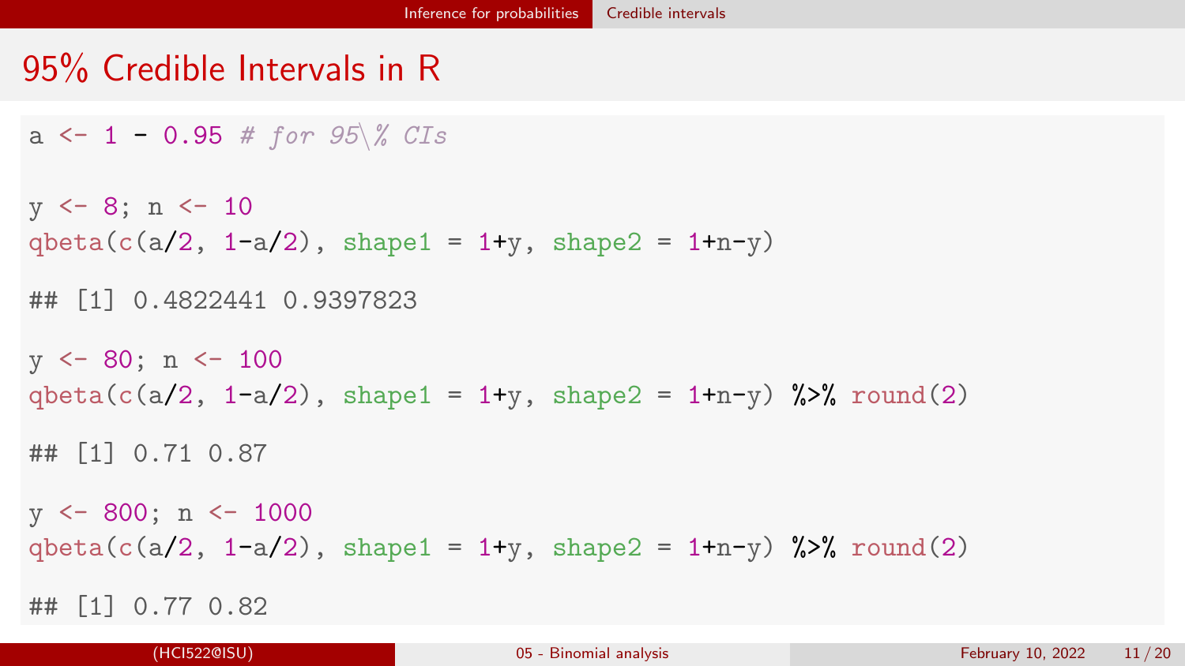# 95% Credible Intervals in R

```
a <- 1 - 0.95 # for 95\% CIs

y <- 8; n <- 10
qbeta(c(a/2, 1-a/2), shape1 = 1+y, shape2 = 1+n-y)

## [1] 0.4822441 0.9397823

y <- 80; n <- 100
qbeta(c(a/2, 1-a/2), shape1 = 1+y, shape2 = 1+n-y) %>% round(2)

## [1] 0.71 0.87

y <- 800; n <- 1000
qbeta(c(a/2, 1-a/2), shape1 = 1+y, shape2 = 1+n-y) %>% round(2)

## [1] 0.77 0.82
```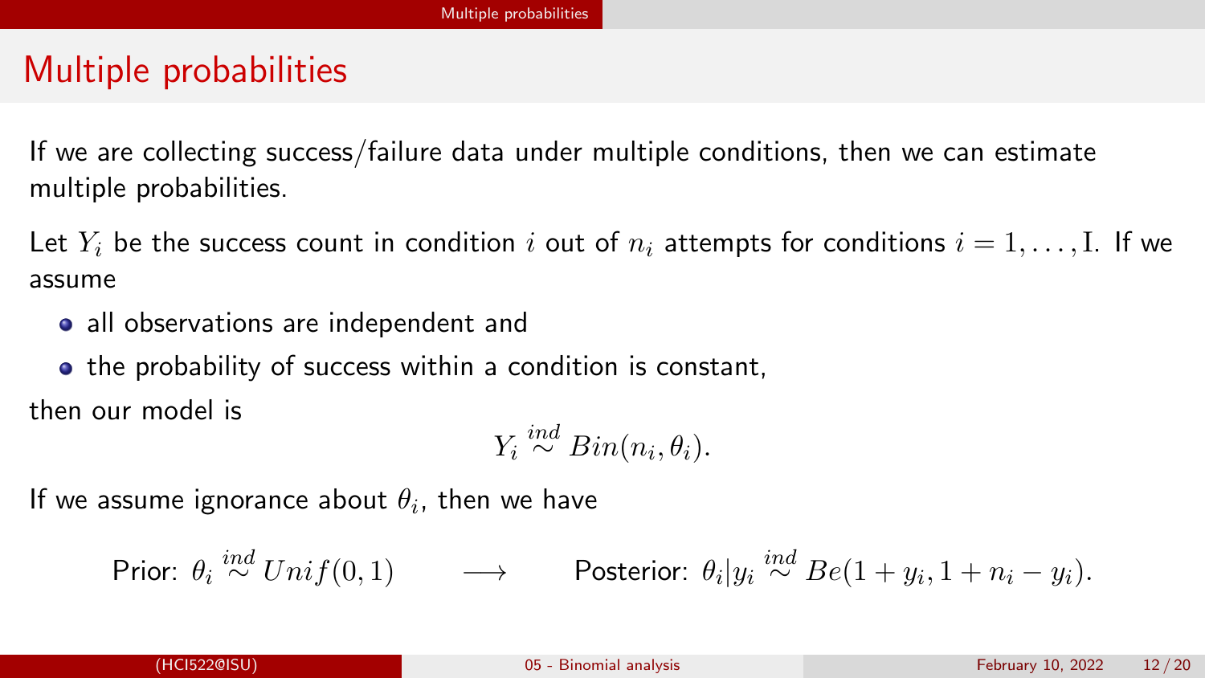# Multiple probabilities

If we are collecting success/failure data under multiple conditions, then we can estimate multiple probabilities.

Let $Y_i$ be the success count in condition $i$ out of $n_i$ attempts for conditions $i = 1, \ldots, \mathrm{I}$. If we assume

- all observations are independent and
- the probability of success within a condition is constant,

then our model is

$$Y_i \stackrel{ind}{\sim} Bin(n_i, \theta_i).$$

If we assume ignorance about $\theta_i$, then we have

$$\text{Prior: } \theta_i \stackrel{ind}{\sim} Unif(0,1) \qquad \longrightarrow \qquad \text{Posterior: } \theta_i | y_i \stackrel{ind}{\sim} Be(1 + y_i, 1 + n_i - y_i).$$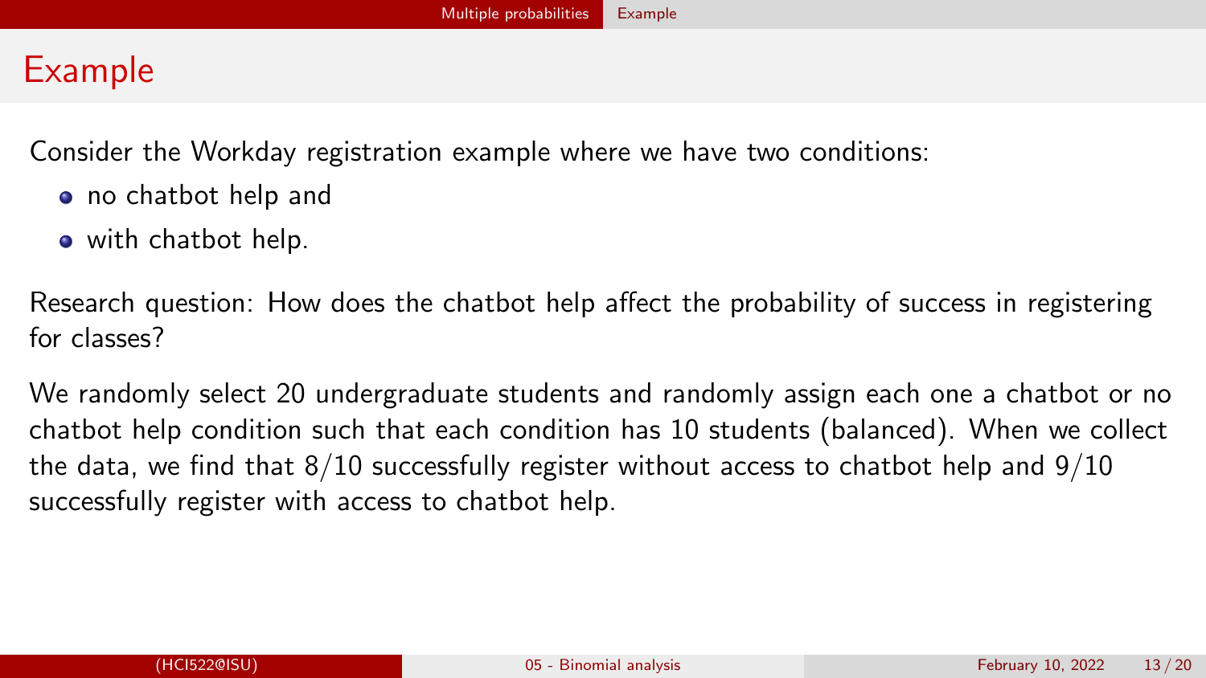# Example

Consider the Workday registration example where we have two conditions:

- no chatbot help and
- with chatbot help.

Research question: How does the chatbot help affect the probability of success in registering for classes?

We randomly select 20 undergraduate students and randomly assign each one a chatbot or no chatbot help condition such that each condition has 10 students (balanced). When we collect the data, we find that $8/10$ successfully register without access to chatbot help and $9/10$ successfully register with access to chatbot help.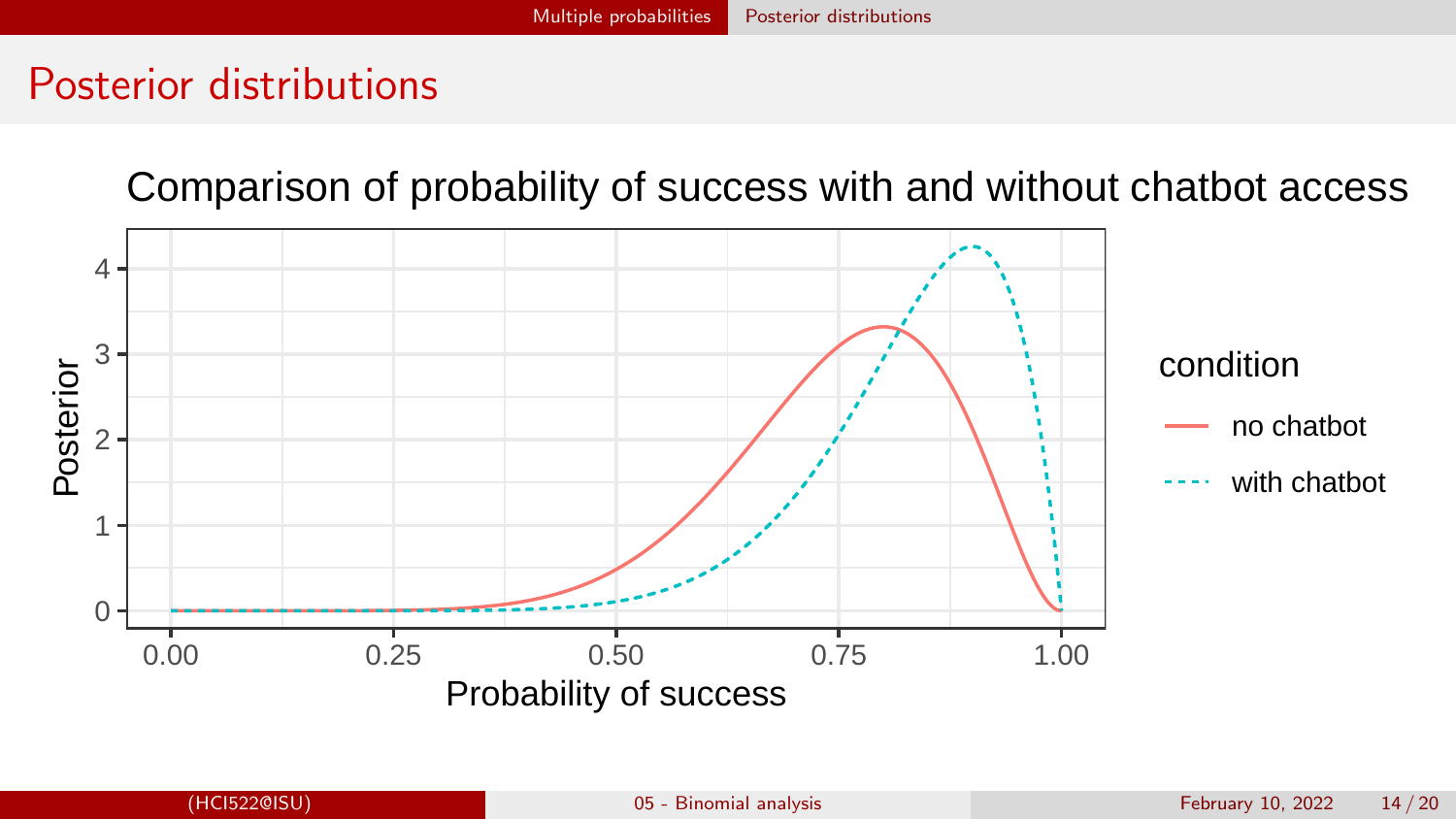# Posterior distributions

Comparison of probability of success with and without chatbot access

Posterior

4

3

2

1

0

0.00

0.25

0.50

0.75

1.00

Probability of success

condition

no chatbot

with chatbot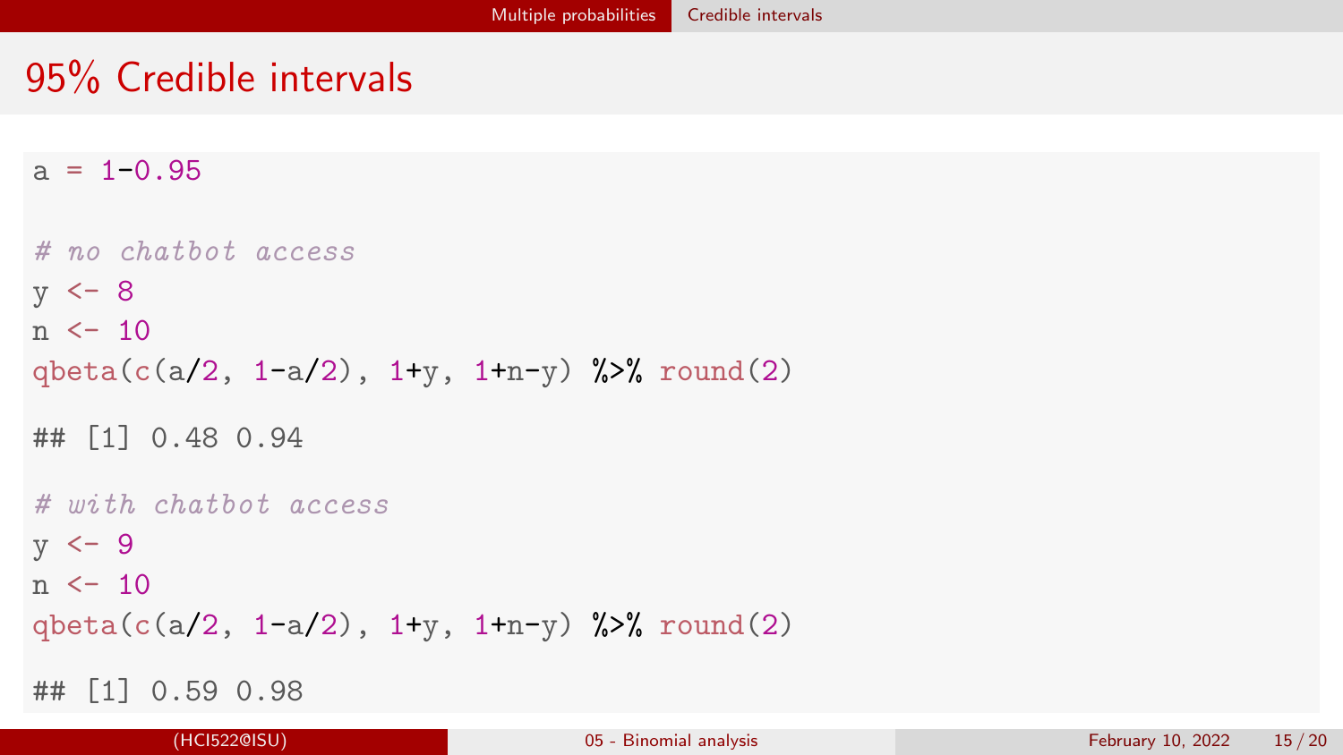# 95% Credible intervals

```
a = 1-0.95

# no chatbot access
y <- 8
n <- 10
qbeta(c(a/2, 1-a/2), 1+y, 1+n-y) %>% round(2)

## [1] 0.48 0.94

# with chatbot access
y <- 9
n <- 10
qbeta(c(a/2, 1-a/2), 1+y, 1+n-y) %>% round(2)

## [1] 0.59 0.98
```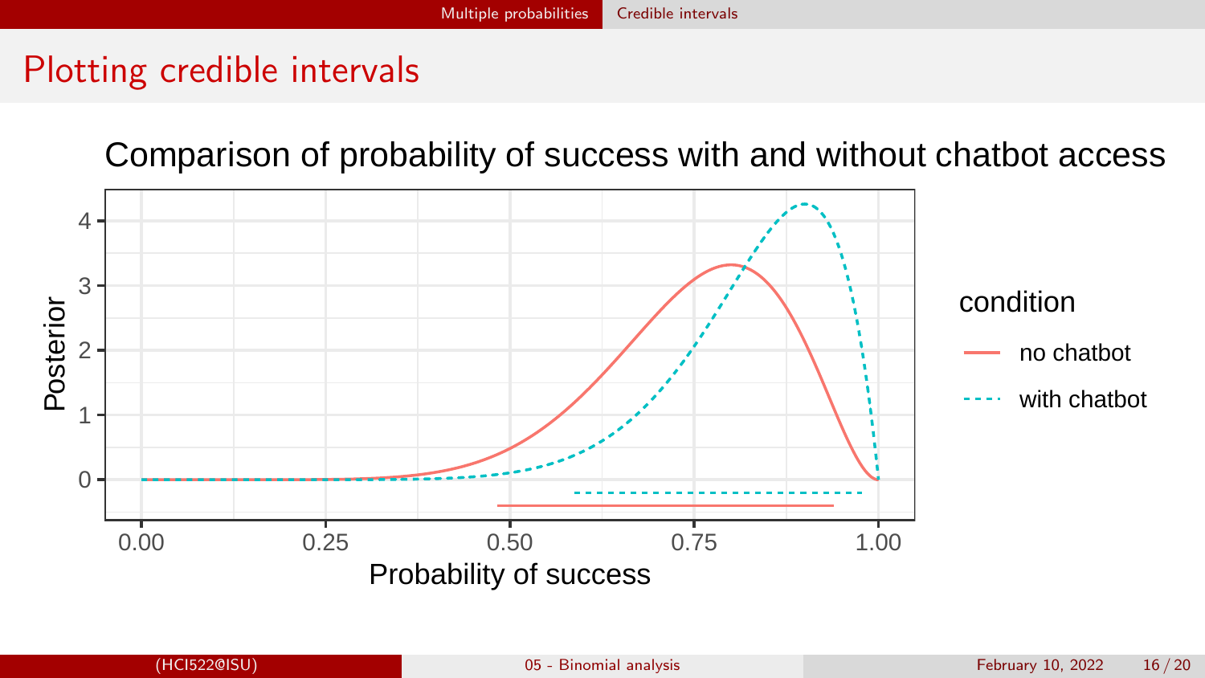# Plotting credible intervals

Comparison of probability of success with and without chatbot access

Posterior

4
3
2
1
0

0.00
0.25
0.50
0.75
1.00

Probability of success

condition

no chatbot

with chatbot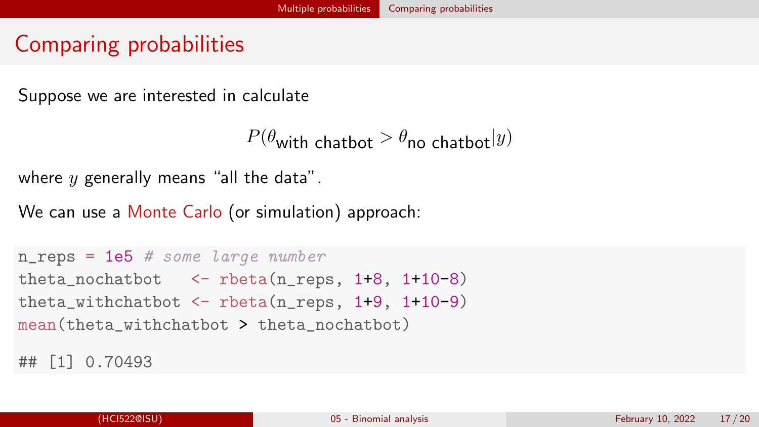# Comparing probabilities

Suppose we are interested in calculate

$$P(\theta_{\text{with chatbot}} > \theta_{\text{no chatbot}}|y)$$

where $y$ generally means "all the data".

We can use a Monte Carlo (or simulation) approach:

```
n_reps = 1e5 # some large number
theta_nochatbot   <- rbeta(n_reps, 1+8, 1+10-8)
theta_withchatbot <- rbeta(n_reps, 1+9, 1+10-9)
mean(theta_withchatbot > theta_nochatbot)

## [1] 0.70493
```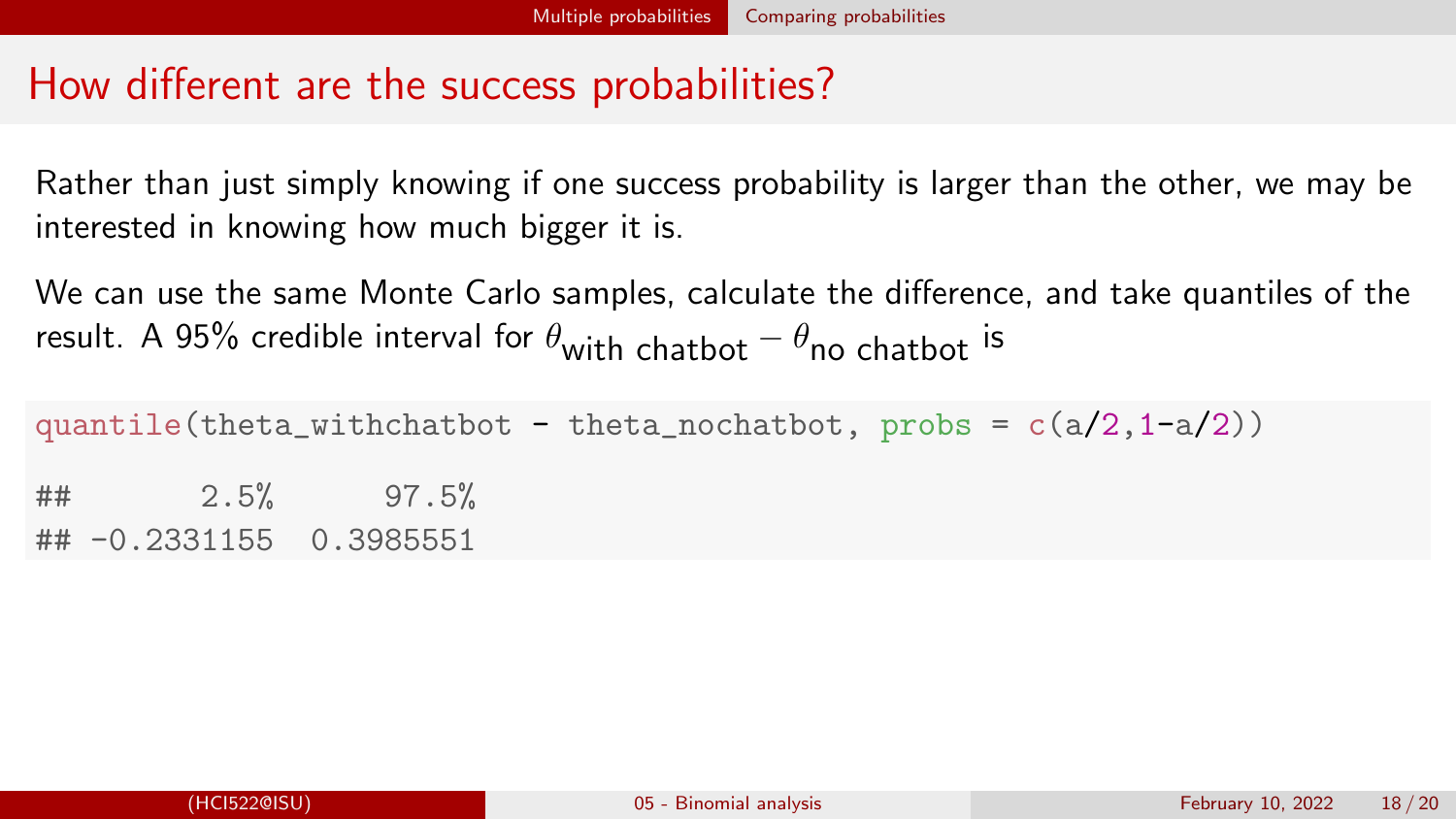# How different are the success probabilities?

Rather than just simply knowing if one success probability is larger than the other, we may be interested in knowing how much bigger it is.

We can use the same Monte Carlo samples, calculate the difference, and take quantiles of the result. A 95% credible interval for $\theta_{\text{with chatbot}} - \theta_{\text{no chatbot}}$ is

```
quantile(theta_withchatbot - theta_nochatbot, probs = c(a/2,1-a/2))
```

```
##       2.5%      97.5%
## -0.2331155  0.3985551
```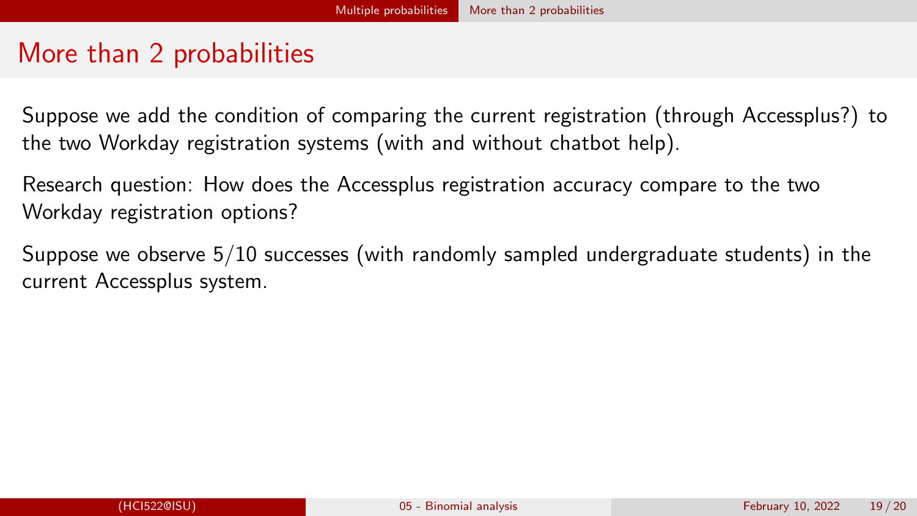# More than 2 probabilities

Suppose we add the condition of comparing the current registration (through Accessplus?) to the two Workday registration systems (with and without chatbot help).

Research question: How does the Accessplus registration accuracy compare to the two Workday registration options?

Suppose we observe 5/10 successes (with randomly sampled undergraduate students) in the current Accessplus system.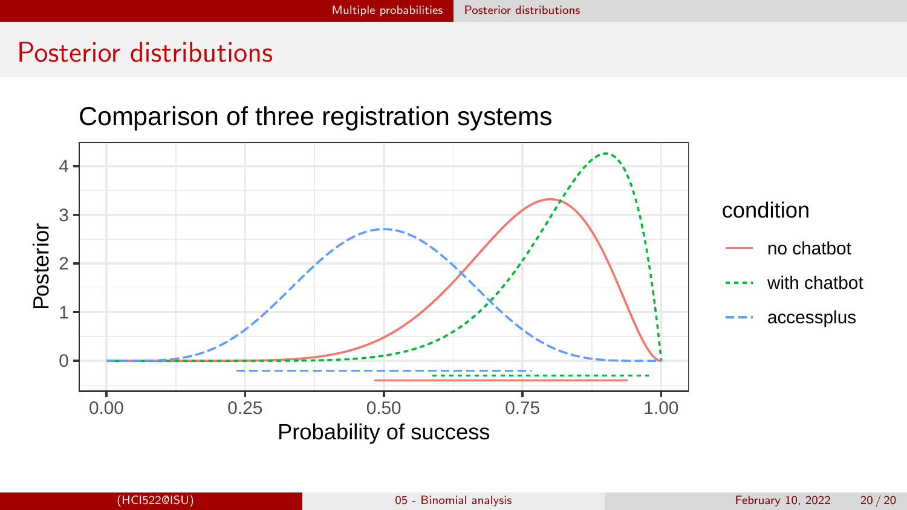# Posterior distributions

Comparison of three registration systems

Posterior

4

3

2

1

0

0.00

0.25

0.50

0.75

1.00

Probability of success

condition

no chatbot

with chatbot

accessplus